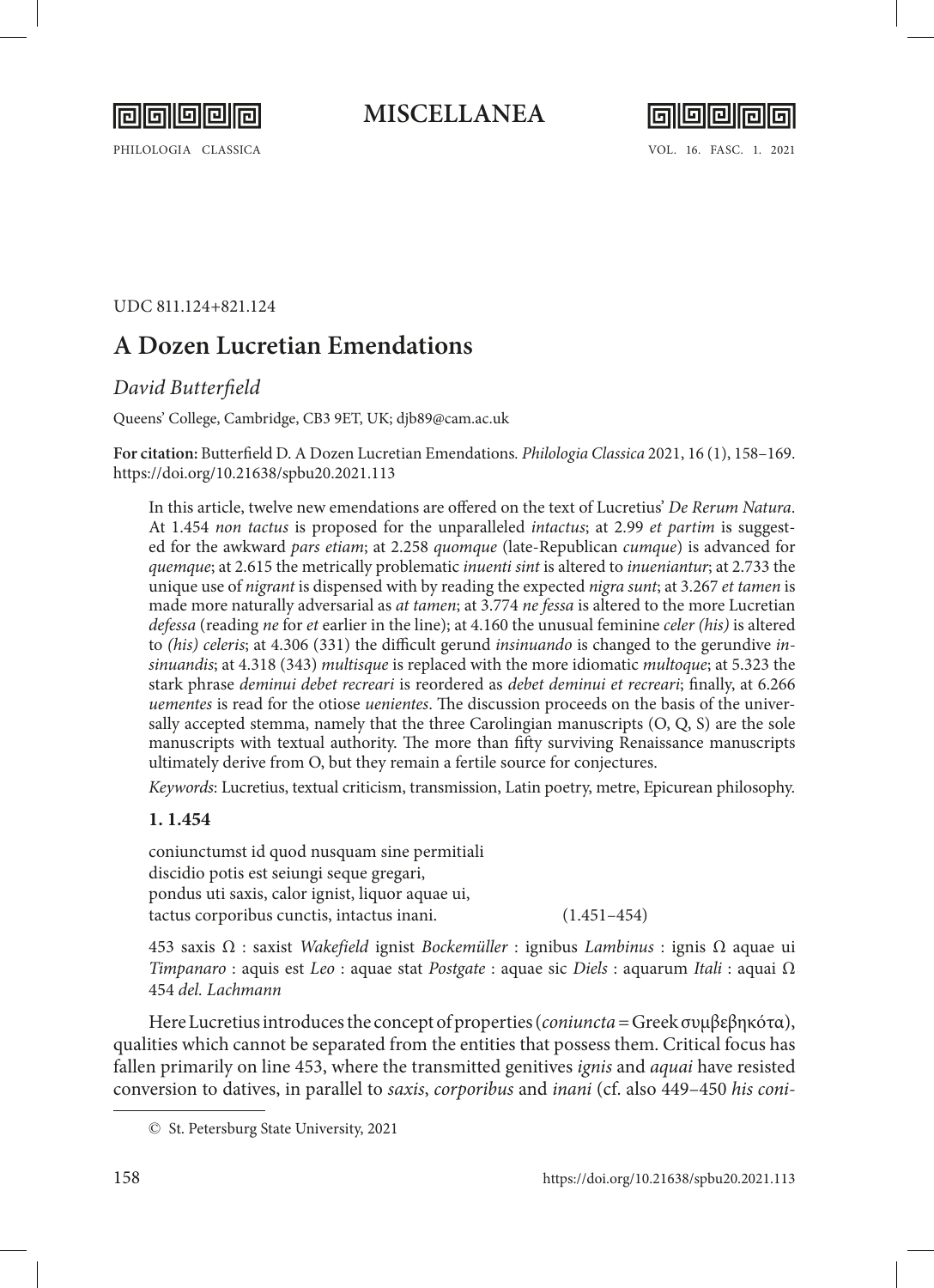UDC 811.124+821.124

# A Dozen Lucretian Emendations

*David Butterfield*

Queens' College, Cambridge, CB3 9ET, UK; djb89@cam.ac.uk

**For citation:** Butterfield D. A Dozen Lucretian Emendations. *Philologia Classica* 2021, 16 (1), 158–169. https://doi.org/10.21638/spbu20.2021.113

In this article, twelve new emendations are offered on the text of Lucretius' *De Rerum Natura*. At 1.454 *non tactus* is proposed for the unparalleled *intactus*; at 2.99 *et partim* is suggested for the awkward *pars etiam*; at 2.258 *quomque* (late-Republican *cumque*) is advanced for *quemque*; at 2.615 the metrically problematic *inuenti sint* is altered to *inueniantur*; at 2.733 the unique use of *nigrant* is dispensed with by reading the expected *nigra sunt*; at 3.267 *et tamen* is made more naturally adversarial as *at tamen*; at 3.774 *ne fessa* is altered to the more Lucretian *defessa* (reading *ne* for *et* earlier in the line); at 4.160 the unusual feminine *celer (his)* is altered to *(his) celeris*; at 4.306 (331) the difficult gerund *insinuando* is changed to the gerundive *insinuandis*; at 4.318 (343) *multisque* is replaced with the more idiomatic *multoque*; at 5.323 the stark phrase *deminui debet recreari* is reordered as *debet deminui et recreari*; finally, at 6.266 *uementes* is read for the otiose *uenientes*. The discussion proceeds on the basis of the universally accepted stemma, namely that the three Carolingian manuscripts (O, Q, S) are the sole manuscripts with textual authority. The more than fifty surviving Renaissance manuscripts ultimately derive from O, but they remain a fertile source for conjectures.

*Keywords*: Lucretius, textual criticism, transmission, Latin poetry, metre, Epicurean philosophy.

**1. 1.454**

coniunctumst id quod nusquam sine permitiali  
discidio potis est seiungi seque gregari,  
pondus uti saxis, calor ignist, liquor aquae ui,  
tactus corporibus cunctis, intactus inani. (1.451–454)

453 saxis Ω : saxist *Wakefield* ignist *Bockemüller* : ignibus *Lambinus* : ignis Ω aquae ui *Timpanaro* : aquis est *Leo* : aquae stat *Postgate* : aquae sic *Diels* : aquarum *Itali* : aquai Ω  
454 *del. Lachmann*

Here Lucretius introduces the concept of properties (*coniuncta* = Greek συμβεβηκότα), qualities which cannot be separated from the entities that possess them. Critical focus has fallen primarily on line 453, where the transmitted genitives *ignis* and *aquai* have resisted conversion to datives, in parallel to *saxis*, *corporibus* and *inani* (cf. also 449–450 *his coni-*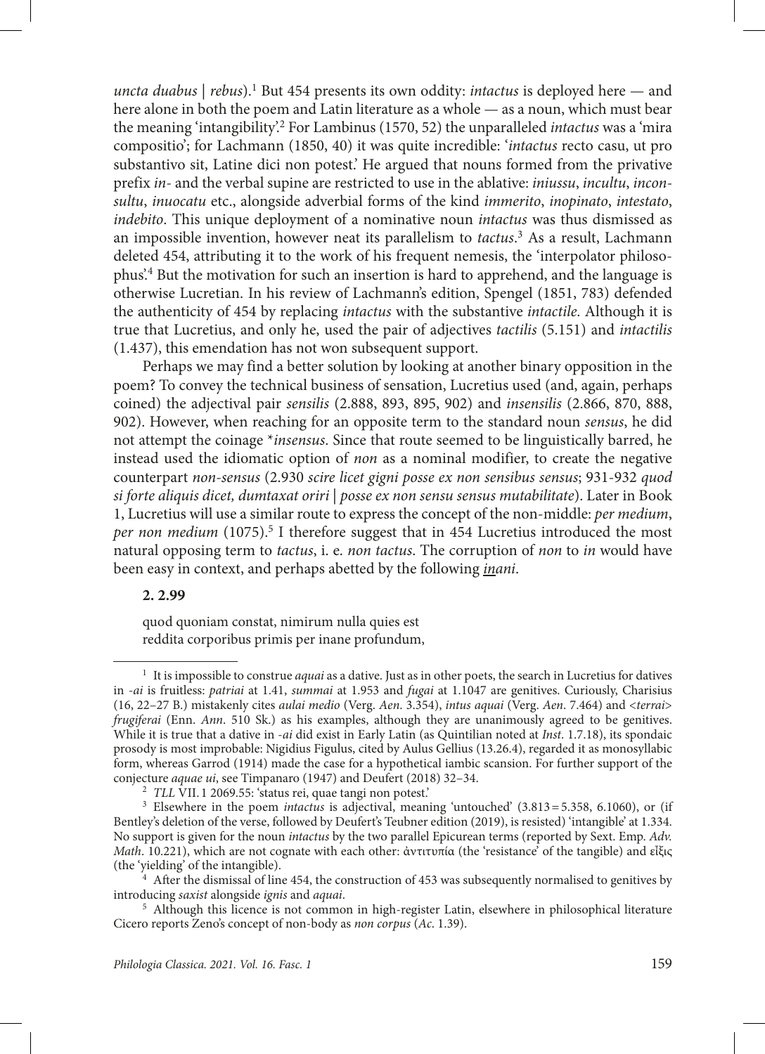*uncta duabus | rebus*).[1] But 454 presents its own oddity: *intactus* is deployed here — and here alone in both the poem and Latin literature as a whole — as a noun, which must bear the meaning 'intangibility'.[2] For Lambinus (1570, 52) the unparalleled *intactus* was a 'mira compositio'; for Lachmann (1850, 40) it was quite incredible: '*intactus* recto casu, ut pro substantivo sit, Latine dici non potest.' He argued that nouns formed from the privative prefix *in-* and the verbal supine are restricted to use in the ablative: *iniussu*, *incultu*, *inconsultu*, *inuocatu* etc., alongside adverbial forms of the kind *immerito*, *inopinato*, *intestato*, *indebito*. This unique deployment of a nominative noun *intactus* was thus dismissed as an impossible invention, however neat its parallelism to *tactus*.[3] As a result, Lachmann deleted 454, attributing it to the work of his frequent nemesis, the 'interpolator philosophus'.[4] But the motivation for such an insertion is hard to apprehend, and the language is otherwise Lucretian. In his review of Lachmann's edition, Spengel (1851, 783) defended the authenticity of 454 by replacing *intactus* with the substantive *intactile*. Although it is true that Lucretius, and only he, used the pair of adjectives *tactilis* (5.151) and *intactilis* (1.437), this emendation has not won subsequent support.

Perhaps we may find a better solution by looking at another binary opposition in the poem? To convey the technical business of sensation, Lucretius used (and, again, perhaps coined) the adjectival pair *sensilis* (2.888, 893, 895, 902) and *insensilis* (2.866, 870, 888, 902). However, when reaching for an opposite term to the standard noun *sensus*, he did not attempt the coinage \**insensus*. Since that route seemed to be linguistically barred, he instead used the idiomatic option of *non* as a nominal modifier, to create the negative counterpart *non-sensus* (2.930 *scire licet gigni posse ex non sensibus sensus*; 931-932 *quod si forte aliquis dicet, dumtaxat oriri | posse ex non sensu sensus mutabilitate*). Later in Book 1, Lucretius will use a similar route to express the concept of the non-middle: *per medium*, *per non medium* (1075).[5] I therefore suggest that in 454 Lucretius introduced the most natural opposing term to *tactus*, i. e. *non tactus*. The corruption of *non* to *in* would have been easy in context, and perhaps abetted by the following *__in__ani*.

**2. 2.99**

quod quoniam constat, nimirum nulla quies est
reddita corporibus primis per inane profundum,

---

[1] It is impossible to construe *aquai* as a dative. Just as in other poets, the search in Lucretius for datives in *-ai* is fruitless: *patriai* at 1.41, *summai* at 1.953 and *fugai* at 1.1047 are genitives. Curiously, Charisius (16, 22–27 B.) mistakenly cites *aulai medio* (Verg. *Aen*. 3.354), *intus aquai* (Verg. *Aen*. 7.464) and <*terrai*> *frugiferai* (Enn. *Ann*. 510 Sk.) as his examples, although they are unanimously agreed to be genitives. While it is true that a dative in *-ai* did exist in Early Latin (as Quintilian noted at *Inst*. 1.7.18), its spondaic prosody is most improbable: Nigidius Figulus, cited by Aulus Gellius (13.26.4), regarded it as monosyllabic form, whereas Garrod (1914) made the case for a hypothetical iambic scansion. For further support of the conjecture *aquae ui*, see Timpanaro (1947) and Deufert (2018) 32–34.

[2] *TLL* VII. 1 2069.55: 'status rei, quae tangi non potest.'

[3] Elsewhere in the poem *intactus* is adjectival, meaning 'untouched' (3.813 = 5.358, 6.1060), or (if Bentley's deletion of the verse, followed by Deufert's Teubner edition (2019), is resisted) 'intangible' at 1.334. No support is given for the noun *intactus* by the two parallel Epicurean terms (reported by Sext. Emp. *Adv. Math*. 10.221), which are not cognate with each other: ἀντιτυπία (the 'resistance' of the tangible) and εἶξις (the 'yielding' of the intangible).

[4] After the dismissal of line 454, the construction of 453 was subsequently normalised to genitives by introducing *saxist* alongside *ignis* and *aquai*.

[5] Although this licence is not common in high-register Latin, elsewhere in philosophical literature Cicero reports Zeno's concept of non-body as *non corpus* (*Ac*. 1.39).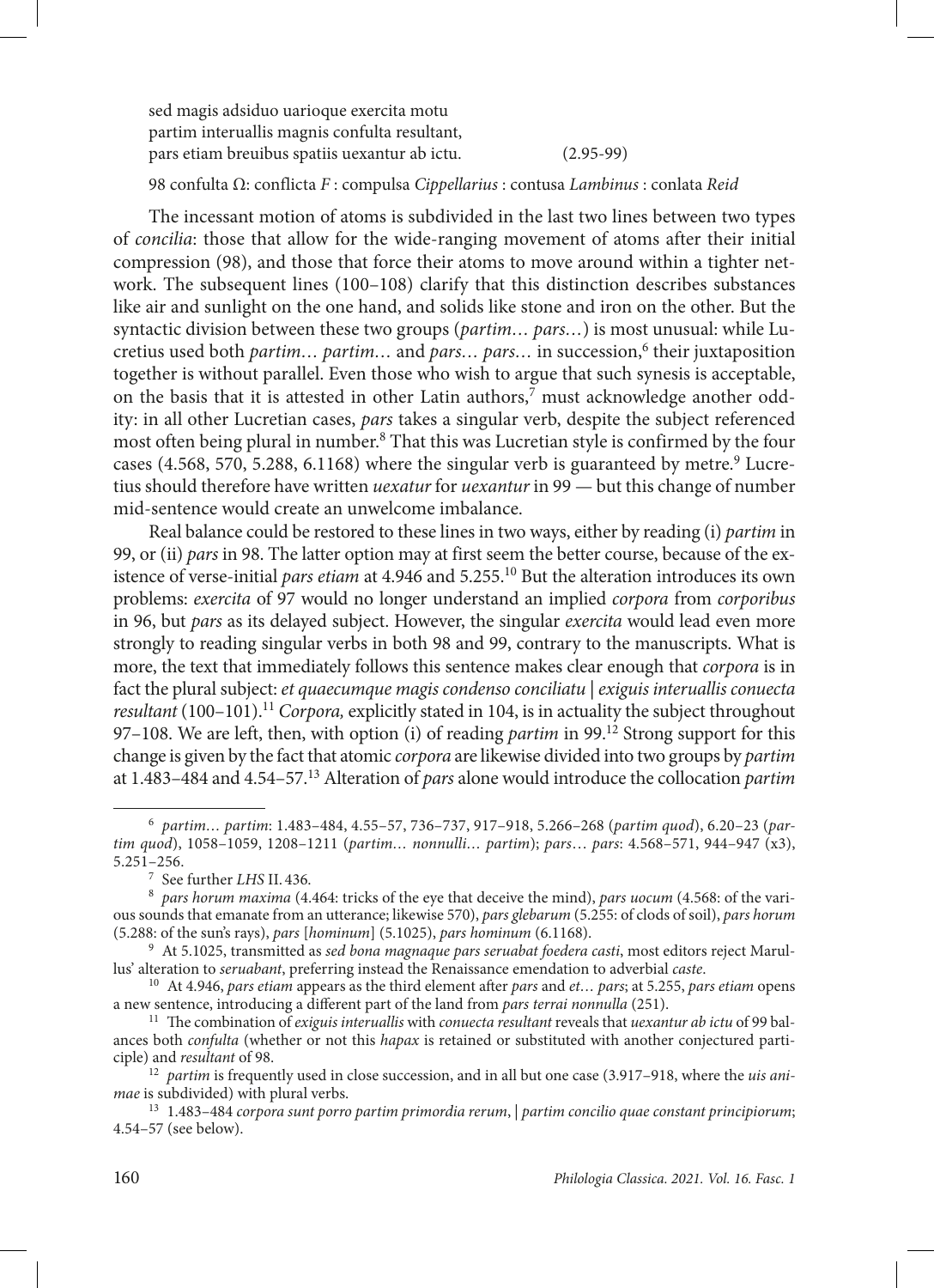sed magis adsiduo uarioque exercita motu  
partim interuallis magnis confulta resultant,  
pars etiam breuibus spatiis uexantur ab ictu. (2.95-99)

98 confulta Ω: conflicta *F* : compulsa *Cippellarius* : contusa *Lambinus* : conlata *Reid*

The incessant motion of atoms is subdivided in the last two lines between two types of *concilia*: those that allow for the wide-ranging movement of atoms after their initial compression (98), and those that force their atoms to move around within a tighter network. The subsequent lines (100–108) clarify that this distinction describes substances like air and sunlight on the one hand, and solids like stone and iron on the other. But the syntactic division between these two groups (*partim… pars…*) is most unusual: while Lucretius used both *partim… partim…* and *pars… pars…* in succession,[6] their juxtaposition together is without parallel. Even those who wish to argue that such synesis is acceptable, on the basis that it is attested in other Latin authors,[7] must acknowledge another oddity: in all other Lucretian cases, *pars* takes a singular verb, despite the subject referenced most often being plural in number.[8] That this was Lucretian style is confirmed by the four cases (4.568, 570, 5.288, 6.1168) where the singular verb is guaranteed by metre.[9] Lucretius should therefore have written *uexatur* for *uexantur* in 99 — but this change of number mid-sentence would create an unwelcome imbalance.

Real balance could be restored to these lines in two ways, either by reading (i) *partim* in 99, or (ii) *pars* in 98. The latter option may at first seem the better course, because of the existence of verse-initial *pars etiam* at 4.946 and 5.255.[10] But the alteration introduces its own problems: *exercita* of 97 would no longer understand an implied *corpora* from *corporibus* in 96, but *pars* as its delayed subject. However, the singular *exercita* would lead even more strongly to reading singular verbs in both 98 and 99, contrary to the manuscripts. What is more, the text that immediately follows this sentence makes clear enough that *corpora* is in fact the plural subject: *et quaecumque magis condenso conciliatu | exiguis interuallis conuecta resultant* (100–101).[11] *Corpora,* explicitly stated in 104, is in actuality the subject throughout 97–108. We are left, then, with option (i) of reading *partim* in 99.[12] Strong support for this change is given by the fact that atomic *corpora* are likewise divided into two groups by *partim* at 1.483–484 and 4.54–57.[13] Alteration of *pars* alone would introduce the collocation *partim*

---

[6] *partim… partim*: 1.483–484, 4.55–57, 736–737, 917–918, 5.266–268 (*partim quod*), 6.20–23 (*partim quod*), 1058–1059, 1208–1211 (*partim… nonnulli… partim*); *pars… pars*: 4.568–571, 944–947 (x3), 5.251–256.

[7] See further *LHS* II. 436.

[8] *pars horum maxima* (4.464: tricks of the eye that deceive the mind), *pars uocum* (4.568: of the various sounds that emanate from an utterance; likewise 570), *pars glebarum* (5.255: of clods of soil), *pars horum* (5.288: of the sun's rays), *pars* [*hominum*] (5.1025), *pars hominum* (6.1168).

[9] At 5.1025, transmitted as *sed bona magnaque pars seruabat foedera casti*, most editors reject Marullus' alteration to *seruabant*, preferring instead the Renaissance emendation to adverbial *caste*.

[10] At 4.946, *pars etiam* appears as the third element after *pars* and *et… pars*; at 5.255, *pars etiam* opens a new sentence, introducing a different part of the land from *pars terrai nonnulla* (251).

[11] The combination of *exiguis interuallis* with *conuecta resultant* reveals that *uexantur ab ictu* of 99 balances both *confulta* (whether or not this *hapax* is retained or substituted with another conjectured participle) and *resultant* of 98.

[12] *partim* is frequently used in close succession, and in all but one case (3.917–918, where the *uis animae* is subdivided) with plural verbs.

[13] 1.483–484 *corpora sunt porro partim primordia rerum*, | *partim concilio quae constant principiorum*; 4.54–57 (see below).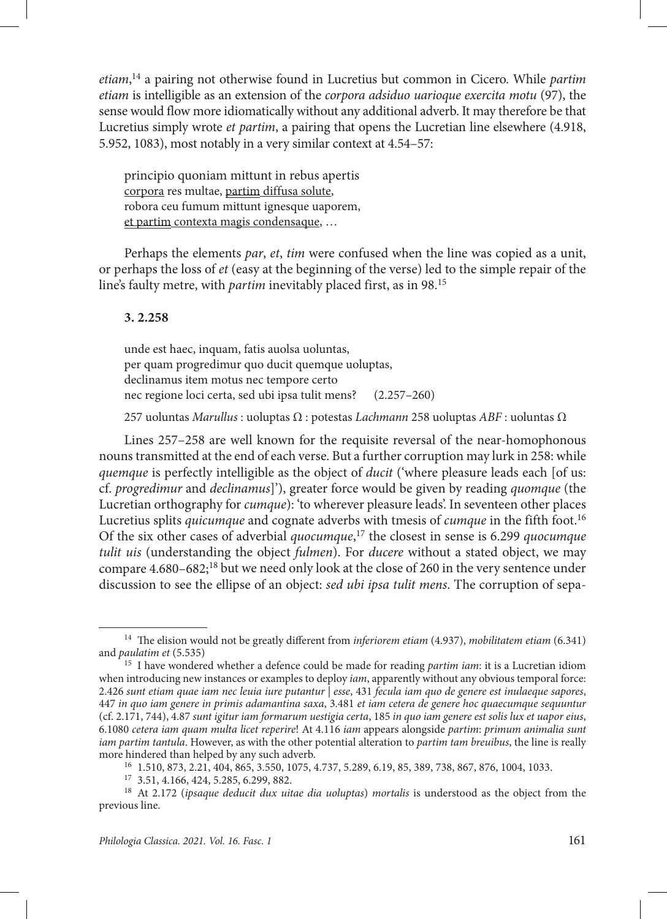*etiam*,[14] a pairing not otherwise found in Lucretius but common in Cicero. While *partim etiam* is intelligible as an extension of the *corpora adsiduo uarioque exercita motu* (97), the sense would flow more idiomatically without any additional adverb. It may therefore be that Lucretius simply wrote *et partim*, a pairing that opens the Lucretian line elsewhere (4.918, 5.952, 1083), most notably in a very similar context at 4.54–57:

> principio quoniam mittunt in rebus apertis
> <u>corpora</u> res multae, <u>partim</u> <u>diffusa solute</u>,
> robora ceu fumum mittunt ignesque uaporem,
> <u>et partim</u> <u>contexta magis condensaque</u>, …

Perhaps the elements *par*, *et*, *tim* were confused when the line was copied as a unit, or perhaps the loss of *et* (easy at the beginning of the verse) led to the simple repair of the line's faulty metre, with *partim* inevitably placed first, as in 98.[15]

### 3. 2.258

> unde est haec, inquam, fatis auolsa uoluntas,
> per quam progredimur quo ducit quemque uoluptas,
> declinamus item motus nec tempore certo
> nec regione loci certa, sed ubi ipsa tulit mens? (2.257–260)

257 uoluntas *Marullus* : uoluptas Ω : potestas *Lachmann* 258 uoluptas *ABF* : uoluntas Ω

Lines 257–258 are well known for the requisite reversal of the near-homophonous nouns transmitted at the end of each verse. But a further corruption may lurk in 258: while *quemque* is perfectly intelligible as the object of *ducit* ('where pleasure leads each [of us: cf. *progredimur* and *declinamus*]'), greater force would be given by reading *quomque* (the Lucretian orthography for *cumque*): 'to wherever pleasure leads'. In seventeen other places Lucretius splits *quicumque* and cognate adverbs with tmesis of *cumque* in the fifth foot.[16] Of the six other cases of adverbial *quocumque*,[17] the closest in sense is 6.299 *quocumque tulit uis* (understanding the object *fulmen*). For *ducere* without a stated object, we may compare 4.680–682;[18] but we need only look at the close of 260 in the very sentence under discussion to see the ellipse of an object: *sed ubi ipsa tulit mens*. The corruption of sepa-

---

[14] The elision would not be greatly different from *inferiorem etiam* (4.937), *mobilitatem etiam* (6.341) and *paulatim et* (5.535)

[15] I have wondered whether a defence could be made for reading *partim iam*: it is a Lucretian idiom when introducing new instances or examples to deploy *iam*, apparently without any obvious temporal force: 2.426 *sunt etiam quae iam nec leuia iure putantur | esse*, 431 *fecula iam quo de genere est inulaeque sapores*, 447 *in quo iam genere in primis adamantina saxa*, 3.481 *et iam cetera de genere hoc quaecumque sequuntur* (cf. 2.171, 744), 4.87 *sunt igitur iam formarum uestigia certa*, 185 *in quo iam genere est solis lux et uapor eius*, 6.1080 *cetera iam quam multa licet reperire*! At 4.116 *iam* appears alongside *partim*: *primum animalia sunt iam partim tantula*. However, as with the other potential alteration to *partim tam breuibus*, the line is really more hindered than helped by any such adverb.

[16] 1.510, 873, 2.21, 404, 865, 3.550, 1075, 4.737, 5.289, 6.19, 85, 389, 738, 867, 876, 1004, 1033.

[17] 3.51, 4.166, 424, 5.285, 6.299, 882.

[18] At 2.172 (*ipsaque deducit dux uitae dia uoluptas*) *mortalis* is understood as the object from the previous line.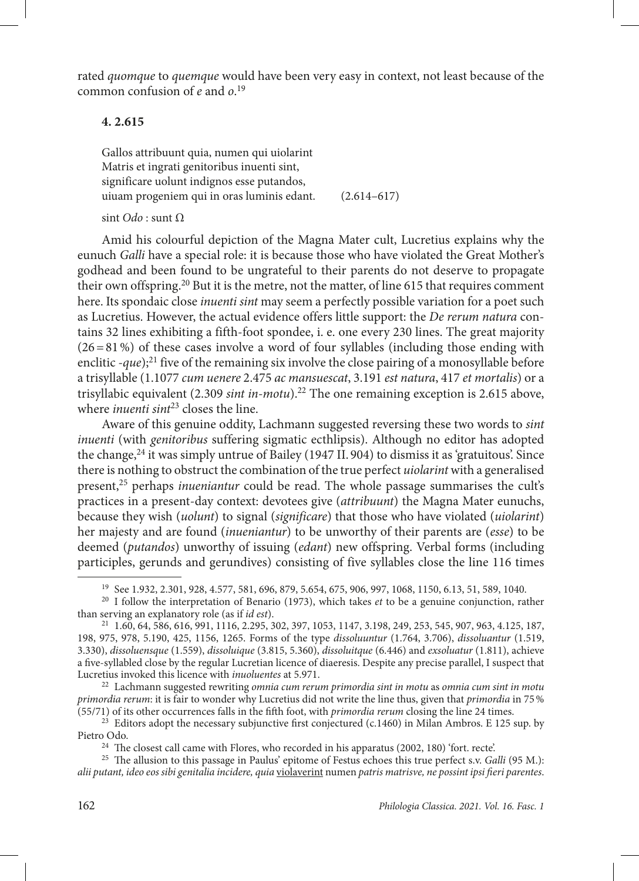rated *quomque* to *quemque* would have been very easy in context, not least because of the common confusion of *e* and *o*.[19]

### 4. 2.615

Gallos attribuunt quia, numen qui uiolarint  
Matris et ingrati genitoribus inuenti sint,  
significare uolunt indignos esse putandos,  
uiuam progeniem qui in oras luminis edant. (2.614–617)

sint *Odo* : sunt Ω

Amid his colourful depiction of the Magna Mater cult, Lucretius explains why the eunuch *Galli* have a special role: it is because those who have violated the Great Mother's godhead and been found to be ungrateful to their parents do not deserve to propagate their own offspring.[20] But it is the metre, not the matter, of line 615 that requires comment here. Its spondaic close *inuenti sint* may seem a perfectly possible variation for a poet such as Lucretius. However, the actual evidence offers little support: the *De rerum natura* contains 32 lines exhibiting a fifth-foot spondee, i. e. one every 230 lines. The great majority (26 = 81 %) of these cases involve a word of four syllables (including those ending with enclitic *-que*);[21] five of the remaining six involve the close pairing of a monosyllable before a trisyllable (1.1077 *cum uenere* 2.475 *ac mansuescat*, 3.191 *est natura*, 417 *et mortalis*) or a trisyllabic equivalent (2.309 *sint in-motu*).[22] The one remaining exception is 2.615 above, where *inuenti sint*[23] closes the line.

Aware of this genuine oddity, Lachmann suggested reversing these two words to *sint inuenti* (with *genitoribus* suffering sigmatic ecthlipsis). Although no editor has adopted the change,[24] it was simply untrue of Bailey (1947 II. 904) to dismiss it as 'gratuitous'. Since there is nothing to obstruct the combination of the true perfect *uiolarint* with a generalised present,[25] perhaps *inueniantur* could be read. The whole passage summarises the cult's practices in a present-day context: devotees give (*attribuunt*) the Magna Mater eunuchs, because they wish (*uolunt*) to signal (*significare*) that those who have violated (*uiolarint*) her majesty and are found (*inueniantur*) to be unworthy of their parents are (*esse*) to be deemed (*putandos*) unworthy of issuing (*edant*) new offspring. Verbal forms (including participles, gerunds and gerundives) consisting of five syllables close the line 116 times

---

[19] See 1.932, 2.301, 928, 4.577, 581, 696, 879, 5.654, 675, 906, 997, 1068, 1150, 6.13, 51, 589, 1040.

[20] I follow the interpretation of Benario (1973), which takes *et* to be a genuine conjunction, rather than serving an explanatory role (as if *id est*).

[21] 1.60, 64, 586, 616, 991, 1116, 2.295, 302, 397, 1053, 1147, 3.198, 249, 253, 545, 907, 963, 4.125, 187, 198, 975, 978, 5.190, 425, 1156, 1265. Forms of the type *dissoluuntur* (1.764, 3.706), *dissoluantur* (1.519, 3.330), *dissoluensque* (1.559), *dissoluique* (3.815, 5.360), *dissoluitque* (6.446) and *exsoluatur* (1.811), achieve a five-syllabled close by the regular Lucretian licence of diaeresis. Despite any precise parallel, I suspect that Lucretius invoked this licence with *inuoluentes* at 5.971.

[22] Lachmann suggested rewriting *omnia cum rerum primordia sint in motu* as *omnia cum sint in motu primordia rerum*: it is fair to wonder why Lucretius did not write the line thus, given that *primordia* in 75 % (55/71) of its other occurrences falls in the fifth foot, with *primordia rerum* closing the line 24 times.

[23] Editors adopt the necessary subjunctive first conjectured (c.1460) in Milan Ambros. E 125 sup. by Pietro Odo.

[24] The closest call came with Flores, who recorded in his apparatus (2002, 180) 'fort. recte'.

[25] The allusion to this passage in Paulus' epitome of Festus echoes this true perfect s.v. *Galli* (95 M.): *alii putant, ideo eos sibi genitalia incidere, quia* <u>violaverint</u> numen *patris matrisve, ne possint ipsi fieri parentes*.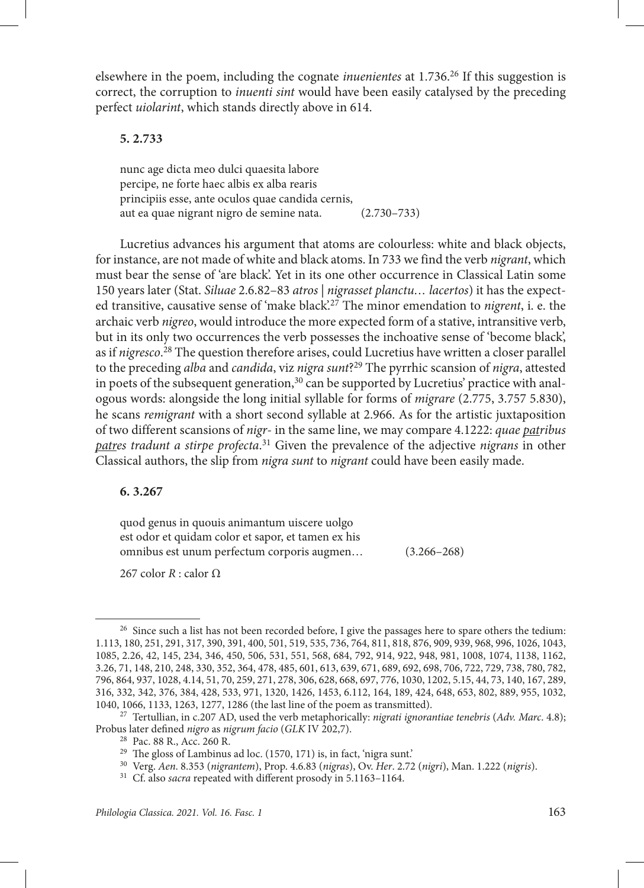elsewhere in the poem, including the cognate *inuenientes* at 1.736.[26] If this suggestion is correct, the corruption to *inuenti sint* would have been easily catalysed by the preceding perfect *uiolarint*, which stands directly above in 614.

**5. 2.733**

> nunc age dicta meo dulci quaesita labore
> percipe, ne forte haec albis ex alba rearis
> principiis esse, ante oculos quae candida cernis,
> aut ea quae nigrant nigro de semine nata. (2.730–733)

Lucretius advances his argument that atoms are colourless: white and black objects, for instance, are not made of white and black atoms. In 733 we find the verb *nigrant*, which must bear the sense of 'are black'. Yet in its one other occurrence in Classical Latin some 150 years later (Stat. *Siluae* 2.6.82–83 *atros | nigrasset planctu… lacertos*) it has the expected transitive, causative sense of 'make black'.[27] The minor emendation to *nigrent*, i. e. the archaic verb *nigreo*, would introduce the more expected form of a stative, intransitive verb, but in its only two occurrences the verb possesses the inchoative sense of 'become black', as if *nigresco*.[28] The question therefore arises, could Lucretius have written a closer parallel to the preceding *alba* and *candida*, viz *nigra sunt*?[29] The pyrrhic scansion of *nigra*, attested in poets of the subsequent generation,[30] can be supported by Lucretius' practice with analogous words: alongside the long initial syllable for forms of *migrare* (2.775, 3.757 5.830), he scans *remigrant* with a short second syllable at 2.966. As for the artistic juxtaposition of two different scansions of *nigr-* in the same line, we may compare 4.1222: *quae <u>pat</u>ribus <u>pat</u>res tradunt a stirpe profecta*.[31] Given the prevalence of the adjective *nigrans* in other Classical authors, the slip from *nigra sunt* to *nigrant* could have been easily made.

**6. 3.267**

> quod genus in quouis animantum uiscere uolgo
> est odor et quidam color et sapor, et tamen ex his
> omnibus est unum perfectum corporis augmen… (3.266–268)

267 color *R* : calor Ω

---

[26] Since such a list has not been recorded before, I give the passages here to spare others the tedium: 1.113, 180, 251, 291, 317, 390, 391, 400, 501, 519, 535, 736, 764, 811, 818, 876, 909, 939, 968, 996, 1026, 1043, 1085, 2.26, 42, 145, 234, 346, 450, 506, 531, 551, 568, 684, 792, 914, 922, 948, 981, 1008, 1074, 1138, 1162, 3.26, 71, 148, 210, 248, 330, 352, 364, 478, 485, 601, 613, 639, 671, 689, 692, 698, 706, 722, 729, 738, 780, 782, 796, 864, 937, 1028, 4.14, 51, 70, 259, 271, 278, 306, 628, 668, 697, 776, 1030, 1202, 5.15, 44, 73, 140, 167, 289, 316, 332, 342, 376, 384, 428, 533, 971, 1320, 1426, 1453, 6.112, 164, 189, 424, 648, 653, 802, 889, 955, 1032, 1040, 1066, 1133, 1263, 1277, 1286 (the last line of the poem as transmitted).

[27] Tertullian, in c.207 AD, used the verb metaphorically: *nigrati ignorantiae tenebris* (*Adv. Marc*. 4.8); Probus later defined *nigro* as *nigrum facio* (*GLK* IV 202,7).

[28] Pac. 88 R., Acc. 260 R.

[29] The gloss of Lambinus ad loc. (1570, 171) is, in fact, 'nigra sunt.'

[30] Verg. *Aen*. 8.353 (*nigrantem*), Prop. 4.6.83 (*nigras*), Ov. *Her*. 2.72 (*nigri*), Man. 1.222 (*nigris*).

[31] Cf. also *sacra* repeated with different prosody in 5.1163–1164.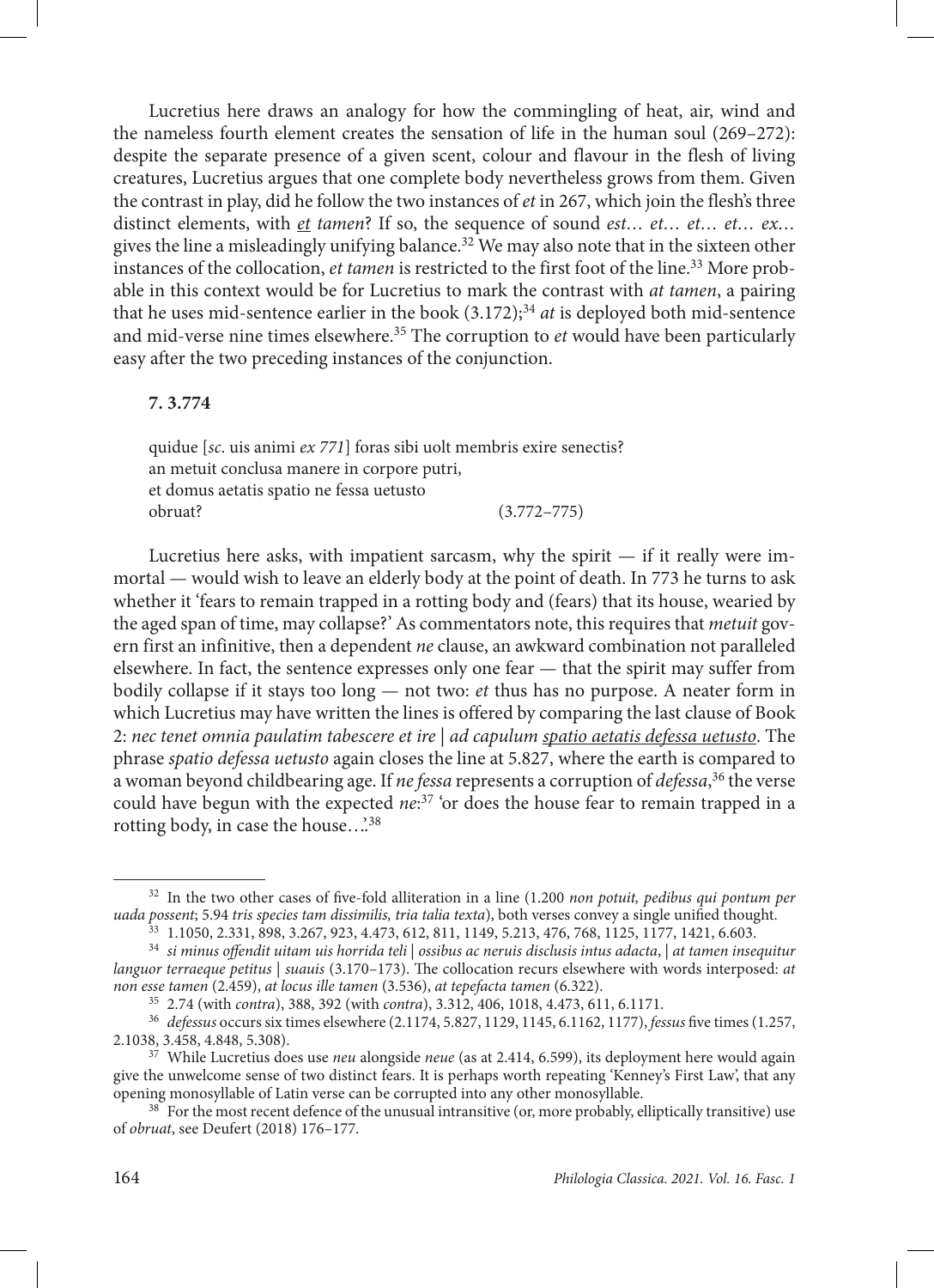Lucretius here draws an analogy for how the commingling of heat, air, wind and the nameless fourth element creates the sensation of life in the human soul (269–272): despite the separate presence of a given scent, colour and flavour in the flesh of living creatures, Lucretius argues that one complete body nevertheless grows from them. Given the contrast in play, did he follow the two instances of *et* in 267, which join the flesh's three distinct elements, with <u>*et*</u> *tamen*? If so, the sequence of sound *est… et… et… et… ex…* gives the line a misleadingly unifying balance.[32] We may also note that in the sixteen other instances of the collocation, *et tamen* is restricted to the first foot of the line.[33] More probable in this context would be for Lucretius to mark the contrast with *at tamen*, a pairing that he uses mid-sentence earlier in the book (3.172);[34] *at* is deployed both mid-sentence and mid-verse nine times elsewhere.[35] The corruption to *et* would have been particularly easy after the two preceding instances of the conjunction.

**7. 3.774**

> quidue [*sc*. uis animi *ex 771*] foras sibi uolt membris exire senectis?
> an metuit conclusa manere in corpore putri,
> et domus aetatis spatio ne fessa uetusto
> obruat? (3.772–775)

Lucretius here asks, with impatient sarcasm, why the spirit — if it really were immortal — would wish to leave an elderly body at the point of death. In 773 he turns to ask whether it 'fears to remain trapped in a rotting body and (fears) that its house, wearied by the aged span of time, may collapse?' As commentators note, this requires that *metuit* govern first an infinitive, then a dependent *ne* clause, an awkward combination not paralleled elsewhere. In fact, the sentence expresses only one fear — that the spirit may suffer from bodily collapse if it stays too long — not two: *et* thus has no purpose. A neater form in which Lucretius may have written the lines is offered by comparing the last clause of Book 2: *nec tenet omnia paulatim tabescere et ire | ad capulum* <u>*spatio aetatis defessa uetusto*</u>. The phrase *spatio defessa uetusto* again closes the line at 5.827, where the earth is compared to a woman beyond childbearing age. If *ne fessa* represents a corruption of *defessa*,[36] the verse could have begun with the expected *ne*:[37] 'or does the house fear to remain trapped in a rotting body, in case the house…'.[38]

---

[32] In the two other cases of five-fold alliteration in a line (1.200 *non potuit, pedibus qui pontum per uada possent*; 5.94 *tris species tam dissimilis, tria talia texta*), both verses convey a single unified thought.

[33] 1.1050, 2.331, 898, 3.267, 923, 4.473, 612, 811, 1149, 5.213, 476, 768, 1125, 1177, 1421, 6.603.

[34] *si minus offendit uitam uis horrida teli | ossibus ac neruis disclusis intus adacta, | at tamen insequitur languor terraeque petitus | suauis* (3.170–173). The collocation recurs elsewhere with words interposed: *at non esse tamen* (2.459), *at locus ille tamen* (3.536), *at tepefacta tamen* (6.322).

[35] 2.74 (with *contra*), 388, 392 (with *contra*), 3.312, 406, 1018, 4.473, 611, 6.1171.

[36] *defessus* occurs six times elsewhere (2.1174, 5.827, 1129, 1145, 6.1162, 1177), *fessus* five times (1.257, 2.1038, 3.458, 4.848, 5.308).

[37] While Lucretius does use *neu* alongside *neue* (as at 2.414, 6.599), its deployment here would again give the unwelcome sense of two distinct fears. It is perhaps worth repeating 'Kenney's First Law', that any opening monosyllable of Latin verse can be corrupted into any other monosyllable.

[38] For the most recent defence of the unusual intransitive (or, more probably, elliptically transitive) use of *obruat*, see Deufert (2018) 176–177.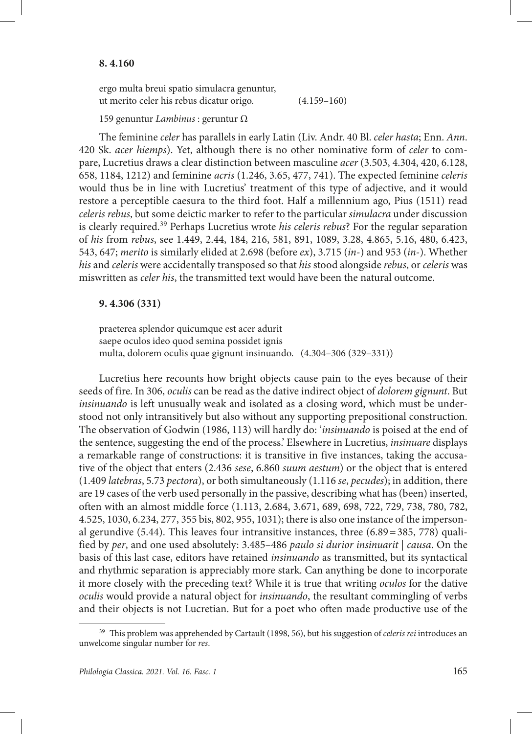**8. 4.160**

ergo multa breui spatio simulacra genuntur,
ut merito celer his rebus dicatur origo. (4.159–160)

159 genuntur *Lambinus* : geruntur Ω

The feminine *celer* has parallels in early Latin (Liv. Andr. 40 Bl. *celer hasta*; Enn. *Ann*. 420 Sk. *acer hiemps*). Yet, although there is no other nominative form of *celer* to compare, Lucretius draws a clear distinction between masculine *acer* (3.503, 4.304, 420, 6.128, 658, 1184, 1212) and feminine *acris* (1.246, 3.65, 477, 741). The expected feminine *celeris* would thus be in line with Lucretius' treatment of this type of adjective, and it would restore a perceptible caesura to the third foot. Half a millennium ago, Pius (1511) read *celeris rebus*, but some deictic marker to refer to the particular *simulacra* under discussion is clearly required.[39] Perhaps Lucretius wrote *his celeris rebus*? For the regular separation of *his* from *rebus*, see 1.449, 2.44, 184, 216, 581, 891, 1089, 3.28, 4.865, 5.16, 480, 6.423, 543, 647; *merito* is similarly elided at 2.698 (before *ex*), 3.715 (*in*-) and 953 (*in*-). Whether *his* and *celeris* were accidentally transposed so that *his* stood alongside *rebus*, or *celeris* was miswritten as *celer his*, the transmitted text would have been the natural outcome.

**9. 4.306 (331)**

praeterea splendor quicumque est acer adurit
saepe oculos ideo quod semina possidet ignis
multa, dolorem oculis quae gignunt insinuando. (4.304–306 (329–331))

Lucretius here recounts how bright objects cause pain to the eyes because of their seeds of fire. In 306, *oculis* can be read as the dative indirect object of *dolorem gignunt*. But *insinuando* is left unusually weak and isolated as a closing word, which must be understood not only intransitively but also without any supporting prepositional construction. The observation of Godwin (1986, 113) will hardly do: '*insinuando* is poised at the end of the sentence, suggesting the end of the process.' Elsewhere in Lucretius, *insinuare* displays a remarkable range of constructions: it is transitive in five instances, taking the accusative of the object that enters (2.436 *sese*, 6.860 *suum aestum*) or the object that is entered (1.409 *latebras*, 5.73 *pectora*), or both simultaneously (1.116 *se*, *pecudes*); in addition, there are 19 cases of the verb used personally in the passive, describing what has (been) inserted, often with an almost middle force (1.113, 2.684, 3.671, 689, 698, 722, 729, 738, 780, 782, 4.525, 1030, 6.234, 277, 355 bis, 802, 955, 1031); there is also one instance of the impersonal gerundive (5.44). This leaves four intransitive instances, three (6.89 = 385, 778) qualified by *per*, and one used absolutely: 3.485–486 *paulo si durior insinuarit | causa*. On the basis of this last case, editors have retained *insinuando* as transmitted, but its syntactical and rhythmic separation is appreciably more stark. Can anything be done to incorporate it more closely with the preceding text? While it is true that writing *oculos* for the dative *oculis* would provide a natural object for *insinuando*, the resultant commingling of verbs and their objects is not Lucretian. But for a poet who often made productive use of the

[39] This problem was apprehended by Cartault (1898, 56), but his suggestion of *celeris rei* introduces an unwelcome singular number for *res*.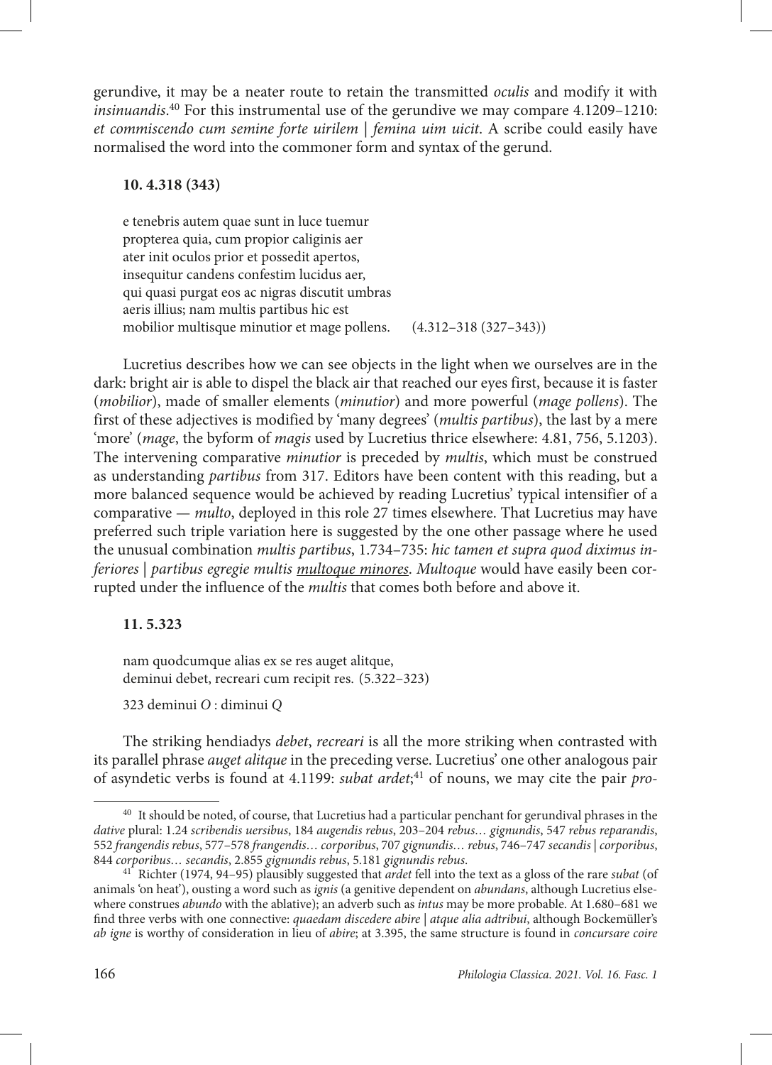gerundive, it may be a neater route to retain the transmitted *oculis* and modify it with *insinuandis*.[40] For this instrumental use of the gerundive we may compare 4.1209–1210: *et commiscendo cum semine forte uirilem | femina uim uicit*. A scribe could easily have normalised the word into the commoner form and syntax of the gerund.

**10. 4.318 (343)**

e tenebris autem quae sunt in luce tuemur
propterea quia, cum propior caliginis aer
ater init oculos prior et possedit apertos,
insequitur candens confestim lucidus aer,
qui quasi purgat eos ac nigras discutit umbras
aeris illius; nam multis partibus hic est
mobilior multisque minutior et mage pollens. (4.312–318 (327–343))

Lucretius describes how we can see objects in the light when we ourselves are in the dark: bright air is able to dispel the black air that reached our eyes first, because it is faster (*mobilior*), made of smaller elements (*minutior*) and more powerful (*mage pollens*). The first of these adjectives is modified by 'many degrees' (*multis partibus*), the last by a mere 'more' (*mage*, the byform of *magis* used by Lucretius thrice elsewhere: 4.81, 756, 5.1203). The intervening comparative *minutior* is preceded by *multis*, which must be construed as understanding *partibus* from 317. Editors have been content with this reading, but a more balanced sequence would be achieved by reading Lucretius' typical intensifier of a comparative — *multo*, deployed in this role 27 times elsewhere. That Lucretius may have preferred such triple variation here is suggested by the one other passage where he used the unusual combination *multis partibus*, 1.734–735: *hic tamen et supra quod diximus inferiores | partibus egregie multis <u>multoque minores</u>*. *Multoque* would have easily been corrupted under the influence of the *multis* that comes both before and above it.

**11. 5.323**

nam quodcumque alias ex se res auget alitque,
deminui debet, recreari cum recipit res. (5.322–323)

323 deminui *O* : diminui *Q*

The striking hendiadys *debet, recreari* is all the more striking when contrasted with its parallel phrase *auget alitque* in the preceding verse. Lucretius' one other analogous pair of asyndetic verbs is found at 4.1199: *subat ardet*;[41] of nouns, we may cite the pair *pro-*

---

[40] It should be noted, of course, that Lucretius had a particular penchant for gerundival phrases in the *dative* plural: 1.24 *scribendis uersibus*, 184 *augendis rebus*, 203–204 *rebus… gignundis*, 547 *rebus reparandis*, 552 *frangendis rebus*, 577–578 *frangendis… corporibus*, 707 *gignundis… rebus*, 746–747 *secandis | corporibus*, 844 *corporibus… secandis*, 2.855 *gignundis rebus*, 5.181 *gignundis rebus*.

[41] Richter (1974, 94–95) plausibly suggested that *ardet* fell into the text as a gloss of the rare *subat* (of animals 'on heat'), ousting a word such as *ignis* (a genitive dependent on *abundans*, although Lucretius elsewhere construes *abundo* with the ablative); an adverb such as *intus* may be more probable. At 1.680–681 we find three verbs with one connective: *quaedam discedere abire | atque alia adtribui*, although Bockemüller's *ab igne* is worthy of consideration in lieu of *abire*; at 3.395, the same structure is found in *concursare coire*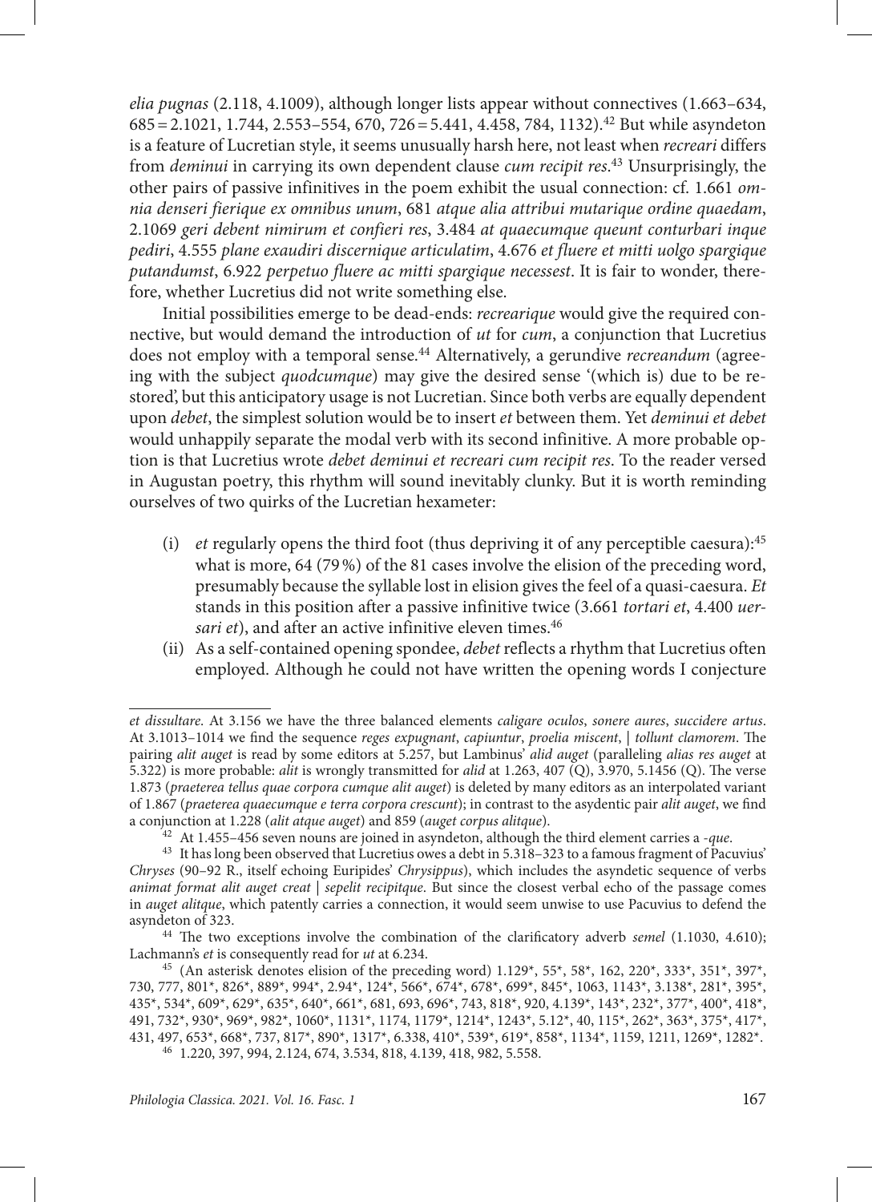*elia pugnas* (2.118, 4.1009), although longer lists appear without connectives (1.663–634, 685 = 2.1021, 1.744, 2.553–554, 670, 726 = 5.441, 4.458, 784, 1132).[42] But while asyndeton is a feature of Lucretian style, it seems unusually harsh here, not least when *recreari* differs from *deminui* in carrying its own dependent clause *cum recipit res*.[43] Unsurprisingly, the other pairs of passive infinitives in the poem exhibit the usual connection: cf. 1.661 *omnia denseri fierique ex omnibus unum*, 681 *atque alia attribui mutarique ordine quaedam*, 2.1069 *geri debent nimirum et confieri res*, 3.484 *at quaecumque queunt conturbari inque pediri*, 4.555 *plane exaudiri discernique articulatim*, 4.676 *et fluere et mitti uolgo spargique putandumst*, 6.922 *perpetuo fluere ac mitti spargique necessest*. It is fair to wonder, therefore, whether Lucretius did not write something else.

Initial possibilities emerge to be dead-ends: *recreari que* would give the required connective, but would demand the introduction of *ut* for *cum*, a conjunction that Lucretius does not employ with a temporal sense.[44] Alternatively, a gerundive *recreandum* (agreeing with the subject *quodcumque*) may give the desired sense '(which is) due to be restored', but this anticipatory usage is not Lucretian. Since both verbs are equally dependent upon *debet*, the simplest solution would be to insert *et* between them. Yet *deminui et debet* would unhappily separate the modal verb with its second infinitive. A more probable option is that Lucretius wrote *debet deminui et recreari cum recipit res*. To the reader versed in Augustan poetry, this rhythm will sound inevitably clunky. But it is worth reminding ourselves of two quirks of the Lucretian hexameter:

(i) *et* regularly opens the third foot (thus depriving it of any perceptible caesura):[45] what is more, 64 (79 %) of the 81 cases involve the elision of the preceding word, presumably because the syllable lost in elision gives the feel of a quasi-caesura. *Et* stands in this position after a passive infinitive twice (3.661 *tortari et*, 4.400 *uersari et*), and after an active infinitive eleven times.[46]

(ii) As a self-contained opening spondee, *debet* reflects a rhythm that Lucretius often employed. Although he could not have written the opening words I conjecture

---

*et dissultare*. At 3.156 we have the three balanced elements *caligare oculos*, *sonere aures*, *succidere artus*. At 3.1013–1014 we find the sequence *reges expugnant*, *capiuntur*, *proelia miscent*, | *tollunt clamorem*. The pairing *alit auget* is read by some editors at 5.257, but Lambinus' *alid auget* (paralleling *alias res auget* at 5.322) is more probable: *alit* is wrongly transmitted for *alid* at 1.263, 407 (Q), 3.970, 5.1456 (Q). The verse 1.873 (*praeterea tellus quae corpora cumque alit auget*) is deleted by many editors as an interpolated variant of 1.867 (*praeterea quaecumque e terra corpora crescunt*); in contrast to the asydentic pair *alit auget*, we find a conjunction at 1.228 (*alit atque auget*) and 859 (*auget corpus alitque*).

[42] At 1.455–456 seven nouns are joined in asyndeton, although the third element carries a *-que*.

[43] It has long been observed that Lucretius owes a debt in 5.318–323 to a famous fragment of Pacuvius' *Chryses* (90–92 R., itself echoing Euripides' *Chrysippus*), which includes the asyndetic sequence of verbs *animat format alit auget creat* | *sepelit recipitque*. But since the closest verbal echo of the passage comes in *auget alitque*, which patently carries a connection, it would seem unwise to use Pacuvius to defend the asyndeton of 323.

[44] The two exceptions involve the combination of the clarificatory adverb *semel* (1.1030, 4.610); Lachmann's *et* is consequently read for *ut* at 6.234.

[45] (An asterisk denotes elision of the preceding word) 1.129*, 55*, 58*, 162, 220*, 333*, 351*, 397*, 730, 777, 801*, 826*, 889*, 994*, 2.94*, 124*, 566*, 674*, 678*, 699*, 845*, 1063, 1143*, 3.138*, 281*, 395*, 435*, 534*, 609*, 629*, 635*, 640*, 661*, 681, 693, 696*, 743, 818*, 920, 4.139*, 143*, 232*, 377*, 400*, 418*, 491, 732*, 930*, 969*, 982*, 1060*, 1131*, 1174, 1179*, 1214*, 1243*, 5.12*, 40, 115*, 262*, 363*, 375*, 417*, 431, 497, 653*, 668*, 737, 817*, 890*, 1317*, 6.338, 410*, 539*, 619*, 858*, 1134*, 1159, 1211, 1269*, 1282*.

[46] 1.220, 397, 994, 2.124, 674, 3.534, 818, 4.139, 418, 982, 5.558.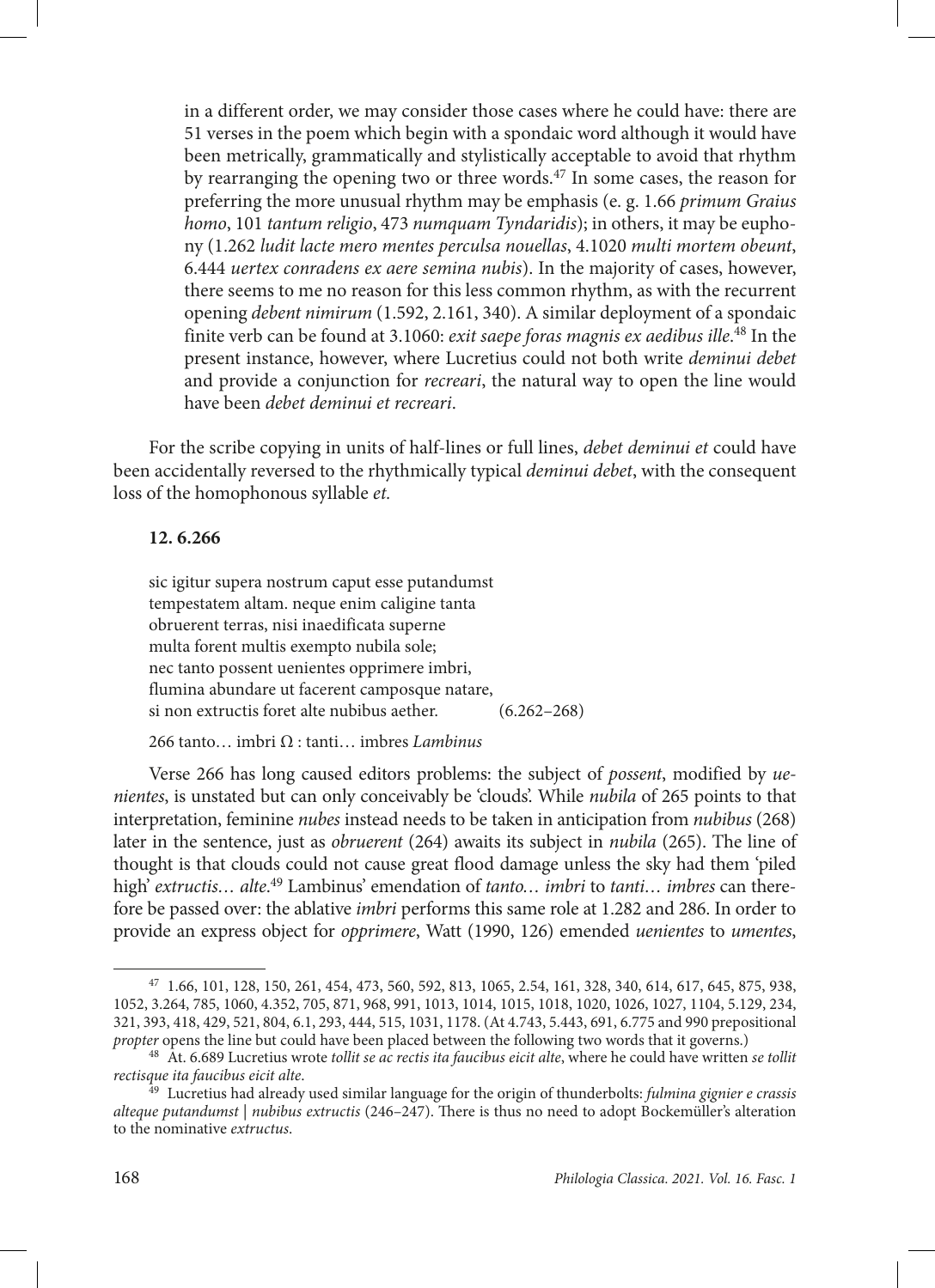in a different order, we may consider those cases where he could have: there are 51 verses in the poem which begin with a spondaic word although it would have been metrically, grammatically and stylistically acceptable to avoid that rhythm by rearranging the opening two or three words.[47] In some cases, the reason for preferring the more unusual rhythm may be emphasis (e. g. 1.66 *primum Graius homo*, 101 *tantum religio*, 473 *numquam Tyndaridis*); in others, it may be euphony (1.262 *ludit lacte mero mentes perculsa nouellas*, 4.1020 *multi mortem obeunt*, 6.444 *uertex conradens ex aere semina nubis*). In the majority of cases, however, there seems to me no reason for this less common rhythm, as with the recurrent opening *debent nimirum* (1.592, 2.161, 340). A similar deployment of a spondaic finite verb can be found at 3.1060: *exit saepe foras magnis ex aedibus ille*.[48] In the present instance, however, where Lucretius could not both write *deminui debet* and provide a conjunction for *recreari*, the natural way to open the line would have been *debet deminui et recreari*.

For the scribe copying in units of half-lines or full lines, *debet deminui et* could have been accidentally reversed to the rhythmically typical *deminui debet*, with the consequent loss of the homophonous syllable *et*.

**12. 6.266**

sic igitur supera nostrum caput esse putandumst
tempestatem altam. neque enim caligine tanta
obruerent terras, nisi inaedificata superne
multa forent multis exempto nubila sole;
nec tanto possent uenientes opprimere imbri,
flumina abundare ut facerent camposque natare,
si non extructis foret alte nubibus aether. (6.262–268)

266 tanto… imbri Ω : tanti… imbres *Lambinus*

Verse 266 has long caused editors problems: the subject of *possent*, modified by *uenientes*, is unstated but can only conceivably be 'clouds'. While *nubila* of 265 points to that interpretation, feminine *nubes* instead needs to be taken in anticipation from *nubibus* (268) later in the sentence, just as *obruerent* (264) awaits its subject in *nubila* (265). The line of thought is that clouds could not cause great flood damage unless the sky had them 'piled high' *extructis… alte*.[49] Lambinus' emendation of *tanto… imbri* to *tanti… imbres* can therefore be passed over: the ablative *imbri* performs this same role at 1.282 and 286. In order to provide an express object for *opprimere*, Watt (1990, 126) emended *uenientes* to *umentes*,

---

[47] 1.66, 101, 128, 150, 261, 454, 473, 560, 592, 813, 1065, 2.54, 161, 328, 340, 614, 617, 645, 875, 938, 1052, 3.264, 785, 1060, 4.352, 705, 871, 968, 991, 1013, 1014, 1015, 1018, 1020, 1026, 1027, 1104, 5.129, 234, 321, 393, 418, 429, 521, 804, 6.1, 293, 444, 515, 1031, 1178. (At 4.743, 5.443, 691, 6.775 and 990 prepositional *propter* opens the line but could have been placed between the following two words that it governs.)

[48] At. 6.689 Lucretius wrote *tollit se ac rectis ita faucibus eicit alte*, where he could have written *se tollit rectisque ita faucibus eicit alte*.

[49] Lucretius had already used similar language for the origin of thunderbolts: *fulmina gignier e crassis alteque putandumst | nubibus extructis* (246–247). There is thus no need to adopt Bockemüller's alteration to the nominative *extructus*.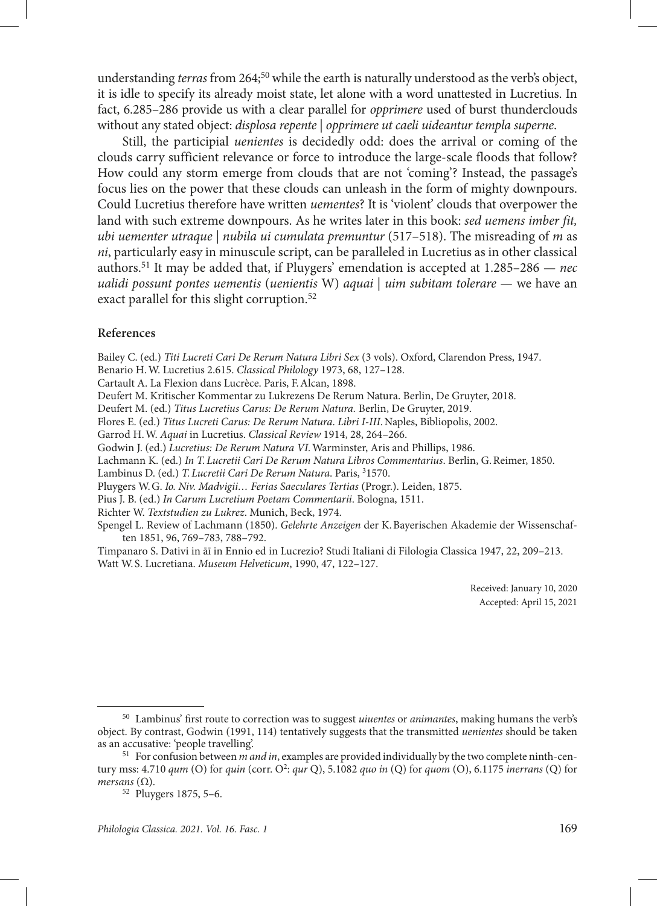understanding *terras* from 264;[50] while the earth is naturally understood as the verb's object, it is idle to specify its already moist state, let alone with a word unattested in Lucretius. In fact, 6.285–286 provide us with a clear parallel for *opprimere* used of burst thunderclouds without any stated object: *displosa repente | opprimere ut caeli uideantur templa superne*.

Still, the participial *uenientes* is decidedly odd: does the arrival or coming of the clouds carry sufficient relevance or force to introduce the large-scale floods that follow? How could any storm emerge from clouds that are not 'coming'? Instead, the passage's focus lies on the power that these clouds can unleash in the form of mighty downpours. Could Lucretius therefore have written *uementes*? It is 'violent' clouds that overpower the land with such extreme downpours. As he writes later in this book: *sed uemens imber fit, ubi uementer utraque | nubila ui cumulata premuntur* (517–518). The misreading of *m* as *ni*, particularly easy in minuscule script, can be paralleled in Lucretius as in other classical authors.[51] It may be added that, if Pluygers' emendation is accepted at 1.285–286 — *nec ualidi possunt pontes uementis* (*uenientis* W) *aquai | uim subitam tolerare* — we have an exact parallel for this slight corruption.[52]

## References

Bailey C. (ed.) *Titi Lucreti Cari De Rerum Natura Libri Sex* (3 vols). Oxford, Clarendon Press, 1947.

Benario H. W. Lucretius 2.615. *Classical Philology* 1973, 68, 127–128.

Cartault A. La Flexion dans Lucrèce. Paris, F. Alcan, 1898.

Deufert M. Kritischer Kommentar zu Lukrezens De Rerum Natura. Berlin, De Gruyter, 2018.

Deufert M. (ed.) *Titus Lucretius Carus: De Rerum Natura.* Berlin, De Gruyter, 2019.

Flores E. (ed.) *Titus Lucreti Carus: De Rerum Natura*. *Libri I-III*. Naples, Bibliopolis, 2002.

Garrod H. W. *Aquai* in Lucretius. *Classical Review* 1914, 28, 264–266.

Godwin J. (ed.) *Lucretius: De Rerum Natura VI*. Warminster, Aris and Phillips, 1986.

Lachmann K. (ed.) *In T. Lucretii Cari De Rerum Natura Libros Commentarius*. Berlin, G. Reimer, 1850.

Lambinus D. (ed.) *T. Lucretii Cari De Rerum Natura*. Paris, [3]1570.

Pluygers W. G. *Io. Niv. Madvigii… Ferias Saeculares Tertias* (Progr.). Leiden, 1875.

Pius J. B. (ed.) *In Carum Lucretium Poetam Commentarii*. Bologna, 1511.

Richter W. *Textstudien zu Lukrez*. Munich, Beck, 1974.

Spengel L. Review of Lachmann (1850). *Gelehrte Anzeigen* der K. Bayerischen Akademie der Wissenschaften 1851, 96, 769–783, 788–792.

Timpanaro S. Dativi in āï in Ennio ed in Lucrezio? Studi Italiani di Filologia Classica 1947, 22, 209–213.

Watt W. S. Lucretiana. *Museum Helveticum*, 1990, 47, 122–127.

Received: January 10, 2020
Accepted: April 15, 2021

---

[50] Lambinus' first route to correction was to suggest *uiuentes* or *animantes*, making humans the verb's object. By contrast, Godwin (1991, 114) tentatively suggests that the transmitted *uenientes* should be taken as an accusative: 'people travelling'.

[51] For confusion between *m and in*, examples are provided individually by the two complete ninth-century mss: 4.710 *qum* (O) for *quin* (corr. O[2]: *qur* Q), 5.1082 *quo in* (Q) for *quom* (O), 6.1175 *inerrans* (Q) for *mersans* (Ω).

[52] Pluygers 1875, 5–6.